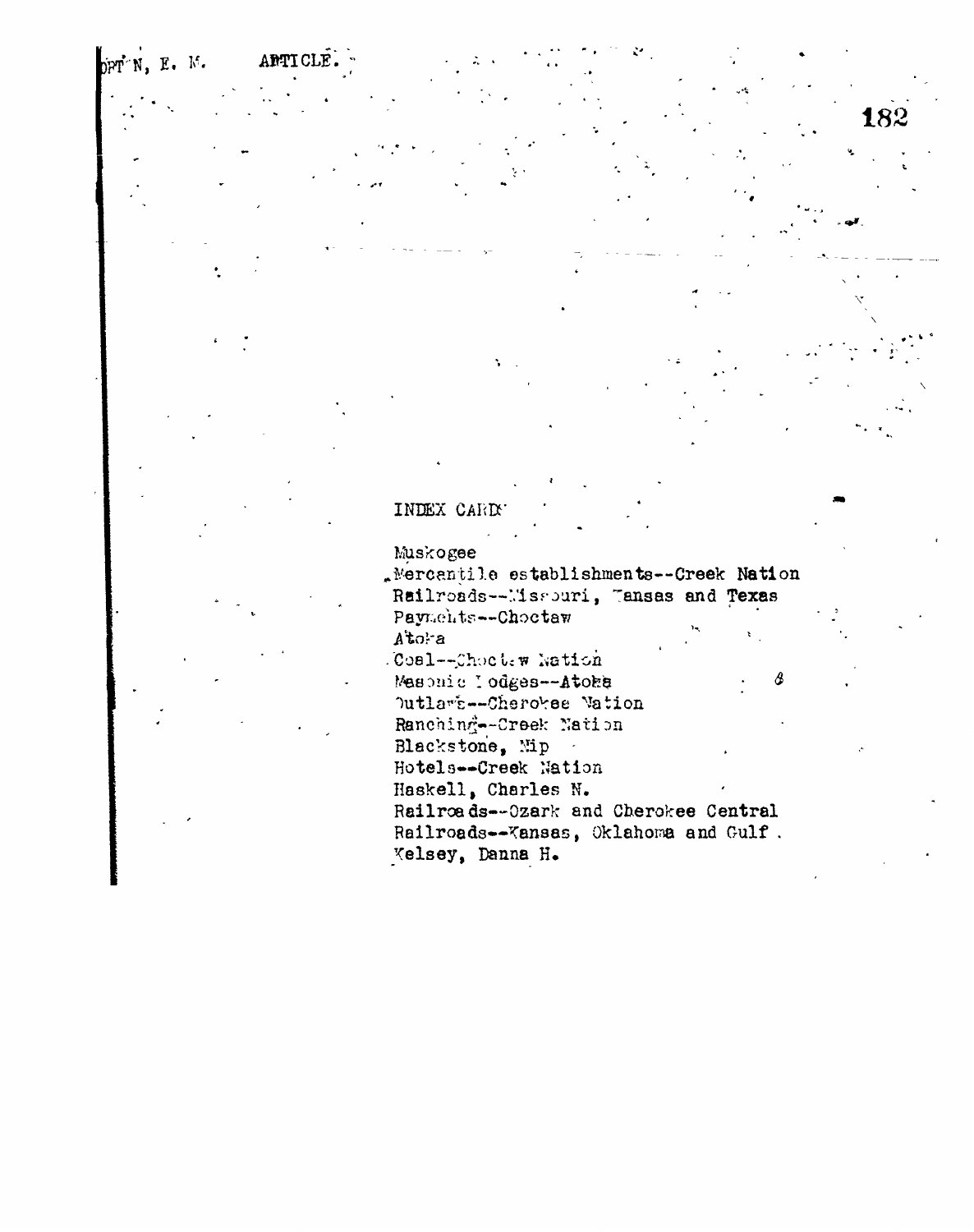ORTON, E. M. ARTICLE.

INDEX CARDS

Muskogee
Mercantile establishments--Creek Nation
Railroads--Missouri, Kansas and Texas
Payments--Choctaw
Atoka
Coal--Choctaw Nation
Masonic Lodges--Atoka
Outlaws--Cherokee Nation
Ranching--Creek Nation
Blackstone, Nip
Hotels--Creek Nation
Haskell, Charles N.
Railroads--Ozark and Cherokee Central
Railroads--Kansas, Oklahoma and Gulf
Kelsey, Danna H.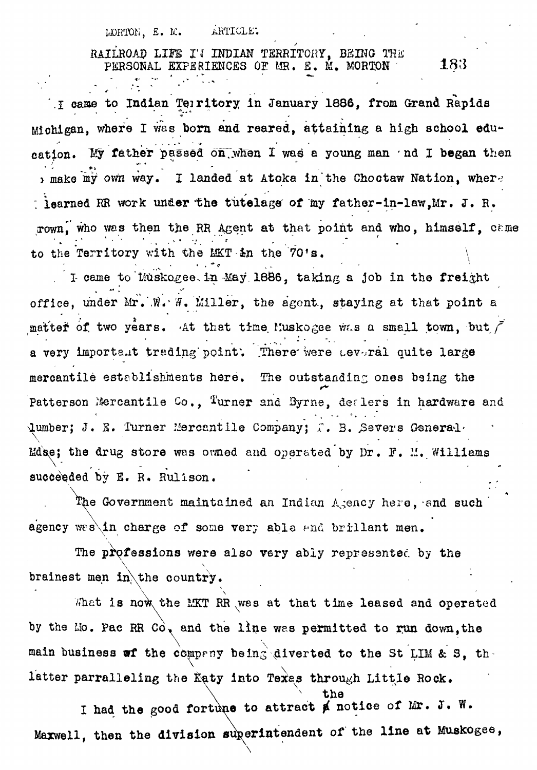MORTON, E. M. ARTICLE:

RAILROAD LIFE IN INDIAN TERRITORY, BEING THE PERSONAL EXPERIENCES OF MR. E. M. MORTON

I came to Indian Territory in January 1886, from Grand Rapids Michigan, where I was born and reared, attaining a high school education. My father passed on when I was a young man and I began then to make my own way. I landed at Atoka in the Choctaw Nation, where I learned RR work under the tutelage of my father-in-law, Mr. J. R. Brown, who was then the RR Agent at that point and who, himself, came to the Territory with the MKT in the 70's.

I came to Muskogee in May 1886, taking a job in the freight office, under Mr. W. W. Miller, the agent, staying at that point a matter of two years. At that time Muskogee was a small town, but a very important trading point. There were several quite large mercantile establishments here. The outstanding ones being the Patterson Mercantile Co., Turner and Byrne, dealers in hardware and lumber; J. E. Turner Mercantile Company; F. B. Severs General Mdse; the drug store was owned and operated by Dr. F. M. Williams succeeded by E. R. Rulison.

The Government maintained an Indian Agency here, and such agency was in charge of some very able and brillant men.

The professions were also very ably represented by the brainest men in the country.

What is now the MKT RR was at that time leased and operated by the Mo. Pac RR Co, and the line was permitted to run down, the main business of the company being diverted to the St LIM & S, the latter parralleling the Katy into Texas through Little Rock.

I had the good fortune to attract the notice of Mr. J. W. Maxwell, then the division superintendent of the line at Muskogee,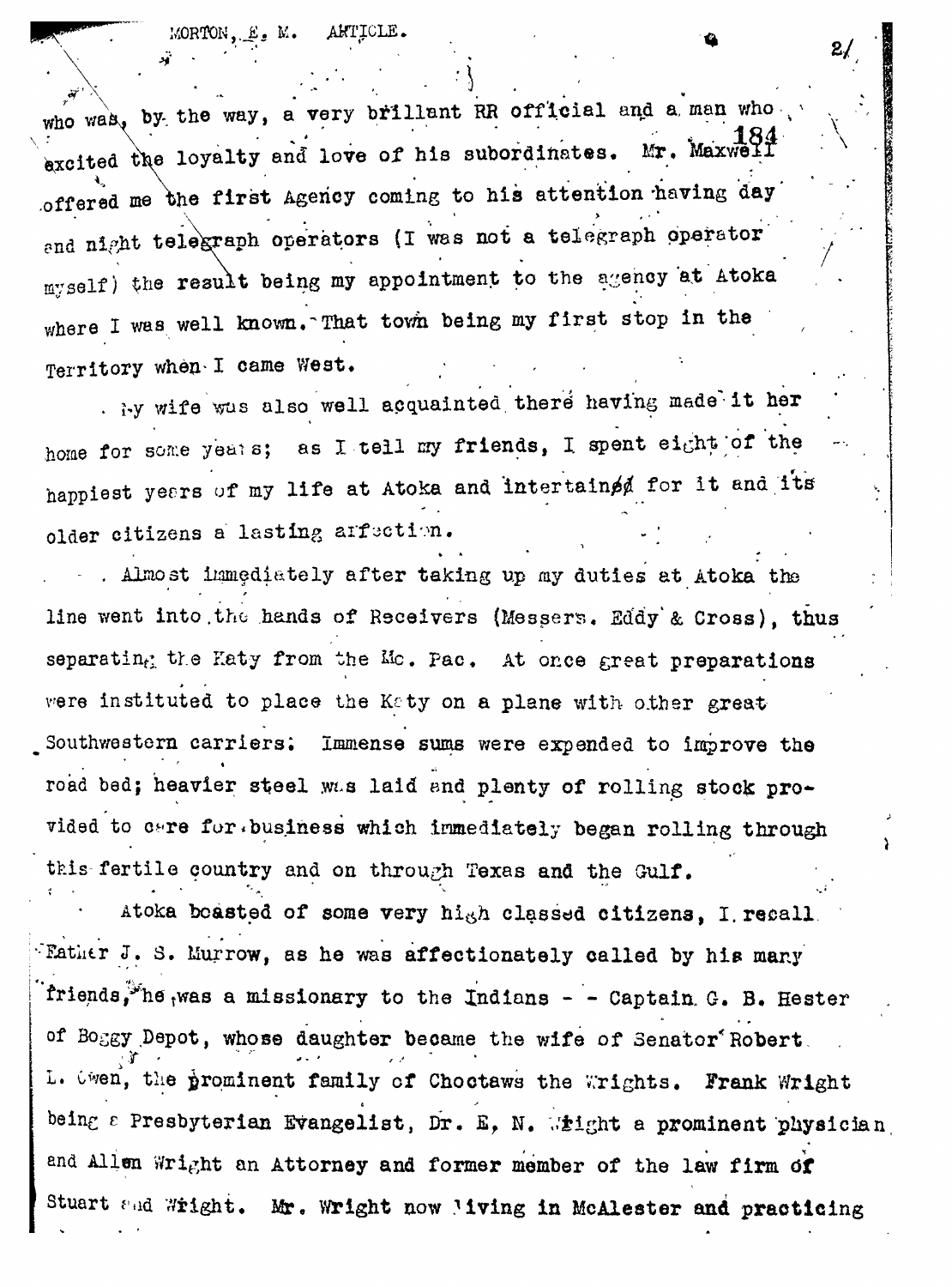who was, by the way, a very brillant RR official and a man who excited the loyalty and love of his subordinates. Mr. Maxwell offered me the first Agency coming to his attention having day and night telegraph operators (I was not a telegraph operator myself) the result being my appointment to the agency at Atoka where I was well known. That town being my first stop in the Territory when I came West.

My wife was also well acquainted there having made it her home for some years; as I tell my friends, I spent eight of the happiest years of my life at Atoka and intertained for it and its older citizens a lasting affection.

Almost immediately after taking up my duties at Atoka the line went into the hands of Receivers (Messers. Eddy & Cross), thus separating the Katy from the Mo. Pac. At once great preparations were instituted to place the Katy on a plane with other great Southwestern carriers; Immense sums were expended to improve the road bed; heavier steel was laid and plenty of rolling stock provided to care for business which immediately began rolling through this fertile country and on through Texas and the Gulf.

Atoka boasted of some very high classed citizens, I recall Father J. S. Murrow, as he was affectionately called by his many friends, he was a missionary to the Indians - - Captain G. B. Hester of Boggy Depot, whose daughter became the wife of Senator Robert L. Owen, the prominent family of Choctaws the Wrights. Frank Wright being a Presbyterian Evangelist, Dr. E, N. Wright a prominent physician and Allen Wright an Attorney and former member of the law firm of Stuart and Wright. Mr. Wright now living in McAlester and practicing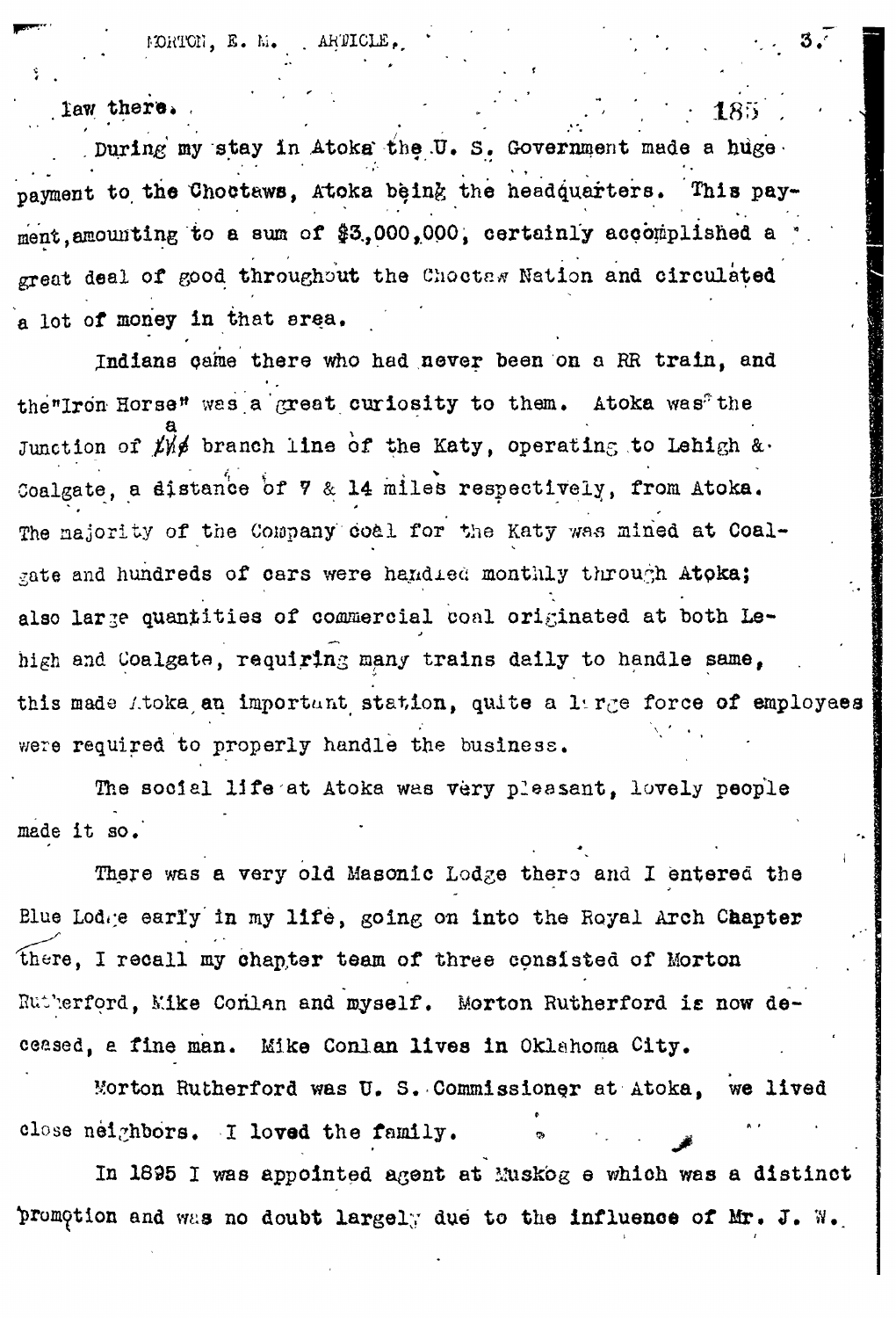law there.

During my stay in Atoka the U. S. Government made a huge payment to the Choctaws, Atoka being the headquarters. This payment, amounting to a sum of $3,000,000, certainly accomplished a great deal of good throughout the Choctaw Nation and circulated a lot of money in that area.

Indians came there who had never been on a RR train, and the "Iron Horse" was a great curiosity to them. Atoka was the Junction of a branch line of the Katy, operating to Lehigh & Coalgate, a distance of 7 & 14 miles respectively, from Atoka. The majority of the Company coal for the Katy was mined at Coalgate and hundreds of cars were handled monthly through Atoka; also large quantities of commercial coal originated at both Lehigh and Coalgate, requiring many trains daily to handle same, this made Atoka an important station, quite a large force of employees were required to properly handle the business.

The social life at Atoka was very pleasant, lovely people made it so.

There was a very old Masonic Lodge there and I entered the Blue Lodge early in my life, going on into the Royal Arch Chapter there, I recall my chapter team of three consisted of Morton Rutherford, Mike Conlan and myself. Morton Rutherford is now deceased, a fine man. Mike Conlan lives in Oklahoma City.

Morton Rutherford was U. S. Commissioner at Atoka, we lived close neighbors. I loved the family.

In 1895 I was appointed agent at Muskog e which was a distinct promotion and was no doubt largely due to the influence of Mr. J. W.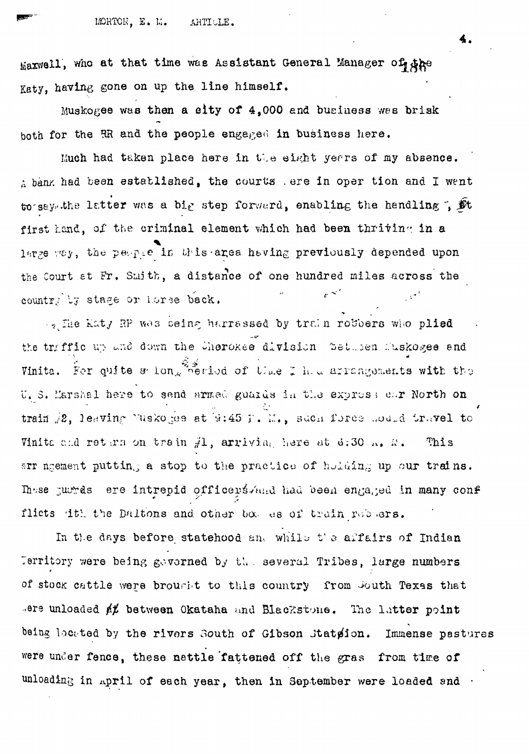Maxwell, who at that time was Assistant General Manager of the Katy, having gone on up the line himself.

Muskogee was then a city of 4,000 and business was brisk both for the RR and the people engaged in business here.

Much had taken place here in the eight years of my absence. A bank had been established, the courts were in operation and I went to say the latter was a big step forward, enabling the handling, at first hand, of the criminal element which had been thriving in a large way, the people in this area having previously depended upon the Court at Ft. Smith, a distance of one hundred miles across the country by stage or horse back.

The Katy RR was being harrassed by train robbers who plied the traffic up and down the Cherokee division between Muskogee and Vinita. For quite a long period of time I had arrangements with the U. S. Marshal here to send armed guards in the express car North on train #2, leaving Muskogee at 9:45 P. M., such force would travel to Vinita and return on train #1, arriving here at 6:30 A. M. This arrangement putting a stop to the practice of holding up our trains. These guards were intrepid officers and had been engaged in many conflicts with the Daltons and other bands of train robbers.

In the days before statehood and while the affairs of Indian Territory were being governed by the several Tribes, large numbers of stock cattle were brought to this country from South Texas that were unloaded between Okataha and Blackstone. The latter point being located by the rivers South of Gibson Station. Immense pastures were under fence, these cattle fattened off the gras from time of unloading in April of each year, then in September were loaded and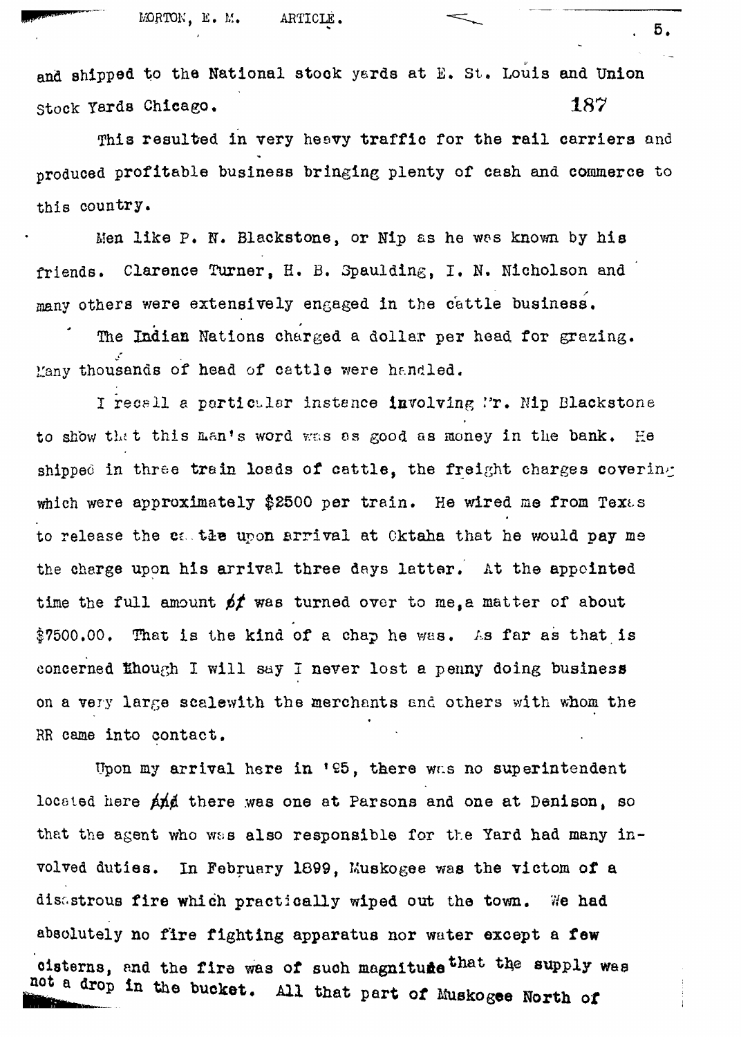and shipped to the National stock yards at E. St. Louis and Union Stock Yards Chicago.

This resulted in very heavy traffic for the rail carriers and produced profitable business bringing plenty of cash and commerce to this country.

Men like P. N. Blackstone, or Nip as he was known by his friends. Clarence Turner, H. B. Spaulding, I. N. Nicholson and many others were extensively engaged in the cattle business.

The Indian Nations charged a dollar per head for grazing. Many thousands of head of cattle were handled.

I recall a particular instance involving Mr. Nip Blackstone to show that this man's word was as good as money in the bank. He shipped in three train loads of cattle, the freight charges covering which were approximately $2500 per train. He wired me from Texas to release the cattle upon arrival at Oktaha that he would pay me the charge upon his arrival three days latter. At the appointed time the full amount of was turned over to me, a matter of about $7500.00. That is the kind of a chap he was. As far as that is concerned though I will say I never lost a penny doing business on a very large scalewith the merchants and others with whom the RR came into contact.

Upon my arrival here in '95, there was no superintendent located here and there was one at Parsons and one at Denison, so that the agent who was also responsible for the Yard had many involved duties. In February 1899, Muskogee was the victom of a disastrous fire which practically wiped out the town. We had absolutely no fire fighting apparatus nor water except a few cisterns, and the fire was of such magnitude that the supply was not a drop in the bucket. All that part of Muskogee North of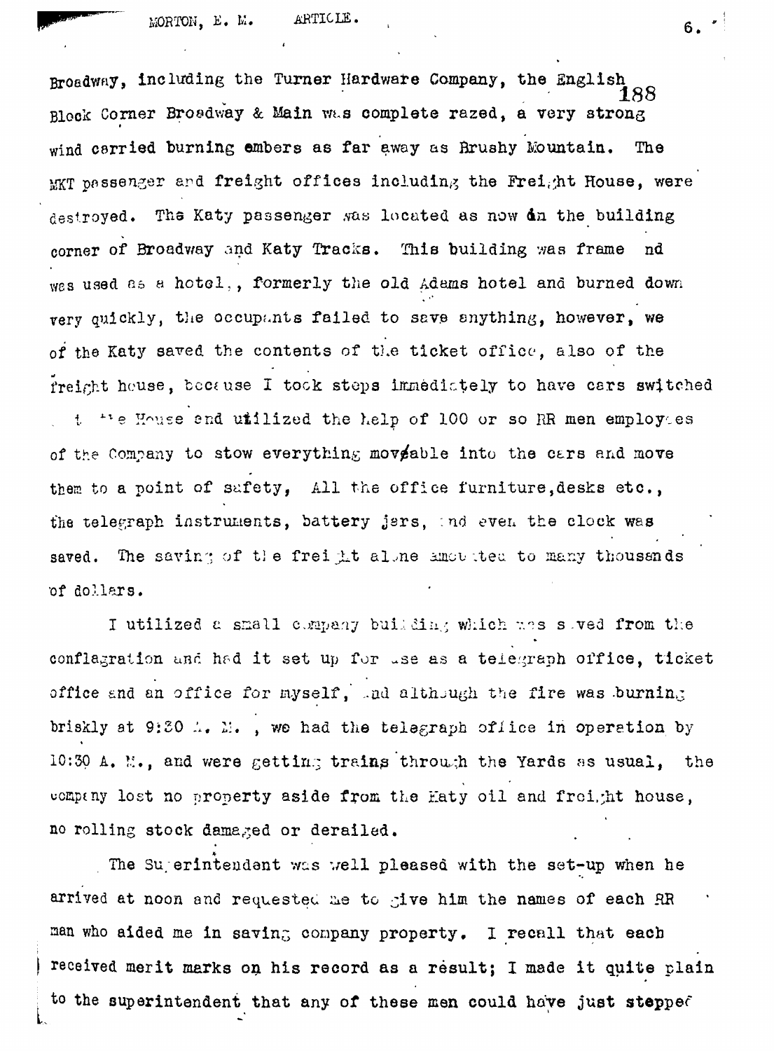Broadway, including the Turner Hardware Company, the English Block Corner Broadway & Main was complete razed, a very strong wind carried burning embers as far away as Brushy Mountain. The MKT passenger and freight offices including the Freight House, were destroyed. The Katy passenger was located as now in the building corner of Broadway and Katy Tracks. This building was frame nd was used as a hotel,, formerly the old Adams hotel and burned down very quickly, the occupants failed to save anything, however, we of the Katy saved the contents of the ticket office, also of the freight house, because I took steps immediately to have cars switched to the House and utilized the help of 100 or so RR men employees of the Company to stow everything movable into the cars and move them to a point of safety, All the office furniture,desks etc., the telegraph instruments, battery jars, and even the clock was saved. The saving of the freight alone amounted to many thousands of dollars.

I utilized a small company building which was saved from the conflagration and had it set up for use as a telegraph office, ticket office and an office for myself, and although the fire was burning briskly at 9:30 A. M. , we had the telegraph office in operation by 10:30 A. M., and were getting trains through the Yards as usual, the company lost no property aside from the Katy oil and freight house, no rolling stock damaged or derailed.

The Superintendent was well pleased with the set-up when he arrived at noon and requested me to give him the names of each RR man who aided me in saving company property. I recall that each received merit marks on his record as a result; I made it quite plain to the superintendent that any of these men could have just stepped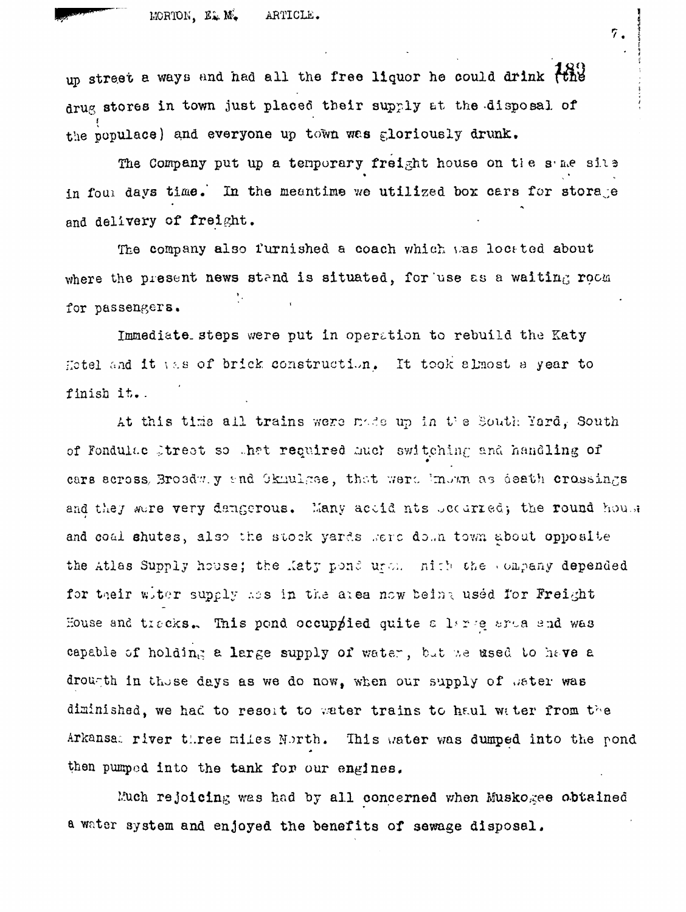up street a ways and had all the free liquor he could drink (the drug stores in town just placed their supply at the disposal of the populace) and everyone up town was gloriously drunk.

The Company put up a temporary freight house on the same site in four days time. In the meantime we utilized box cars for storage and delivery of freight.

The company also furnished a coach which was located about where the present news stand is situated, for use as a waiting room for passengers.

Immediate steps were put in operation to rebuild the Katy Hotel and it was of brick construction. It took almost a year to finish it..

At this time all trains were made up in the South Yard, South of Fondulac Street so that required much switching and handling of cars across Broadway and Okmulgee, that were known as death crossings and they were very dangerous. Many accidents occurred; the round house and coal shutes, also the stock yards were down town about opposite the Atlas Supply house; the Katy pond upon which the Company depended for their water supply was in the area now being used for Freight House and tracks. This pond occupied quite a large area and was capable of holding a large supply of water, but we used to have a drougth in those days as we do now, when our supply of water was diminished, we had to resort to water trains to haul water from the Arkansas river three miles North. This water was dumped into the pond then pumped into the tank for our engines.

Much rejoicing was had by all concerned when Muskogee obtained a water system and enjoyed the benefits of sewage disposal.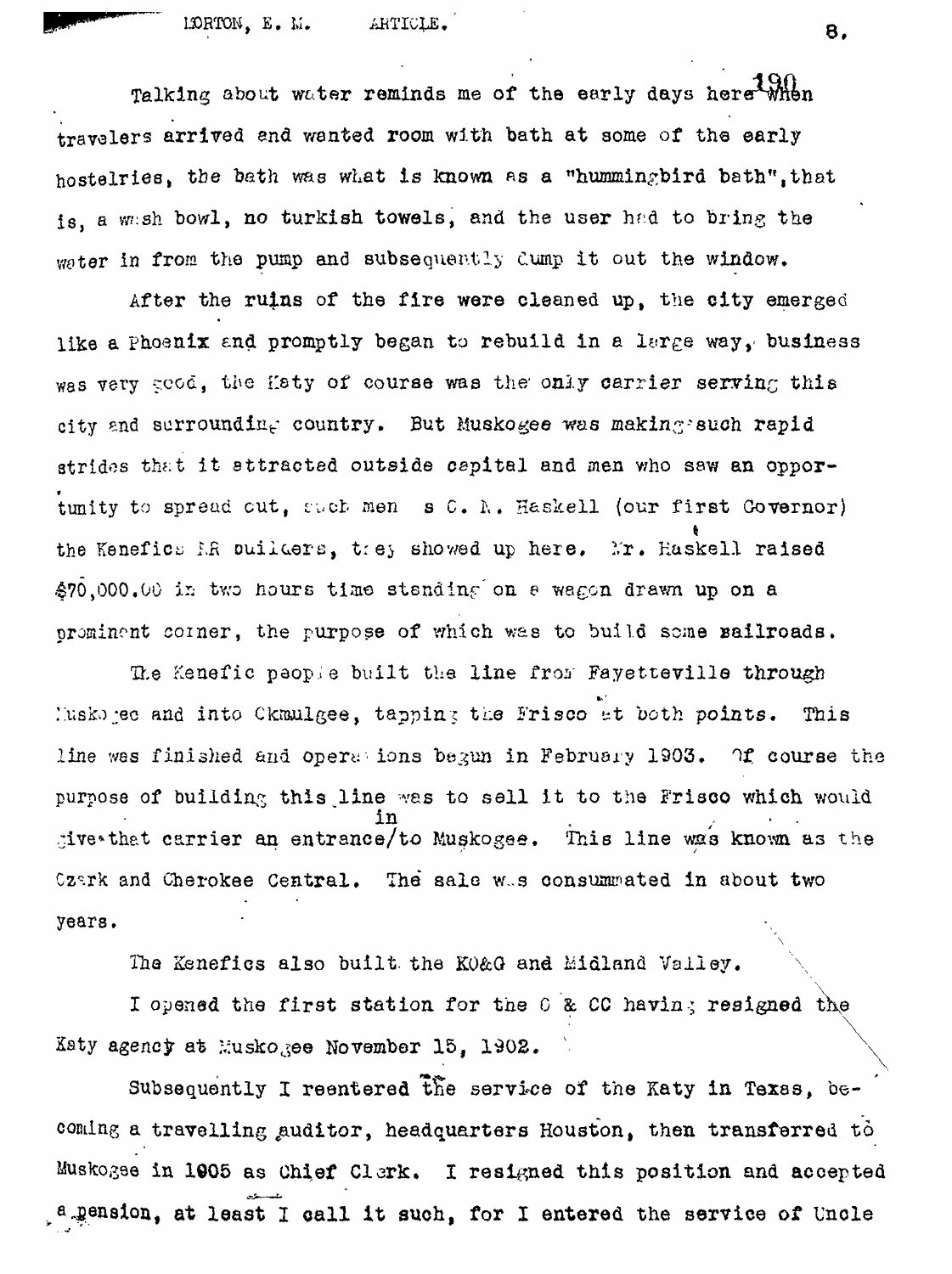Talking about water reminds me of the early days here when travelers arrived and wanted room with bath at some of the early hostelries, the bath was what is known as a "hummingbird bath", that is, a wash bowl, no turkish towels, and the user had to bring the water in from the pump and subsequently dump it out the window.

After the ruins of the fire were cleaned up, the city emerged like a Phoenix and promptly began to rebuild in a large way, business was very good, the Katy of course was the only carrier serving this city and surrounding country. But Muskogee was making such rapid strides that it attracted outside capital and men who saw an opportunity to spread out, such men as C. N. Haskell (our first Governor) the Kenefics RR builders, they showed up here. Mr. Haskell raised $70,000.00 in two hours time standing on a wagon drawn up on a prominent corner, the purpose of which was to build some railroads.

The Kenefic people built the line from Fayetteville through Muskogee and into Okmulgee, tapping the Frisco at both points. This line was finished and operations begun in February 1903. Of course the purpose of building this line was to sell it to the Frisco which would give that carrier an entrance in to Muskogee. This line was known as the Ozark and Cherokee Central. The sale was consummated in about two years.

The Kenefics also built the KO&G and Midland Valley.

I opened the first station for the O & CC having resigned the Katy agency at Muskogee November 15, 1902.

Subsequently I reentered the service of the Katy in Texas, becoming a travelling auditor, headquarters Houston, then transferred to Muskogee in 1905 as Chief Clerk. I resigned this position and accepted a pension, at least I call it such, for I entered the service of Uncle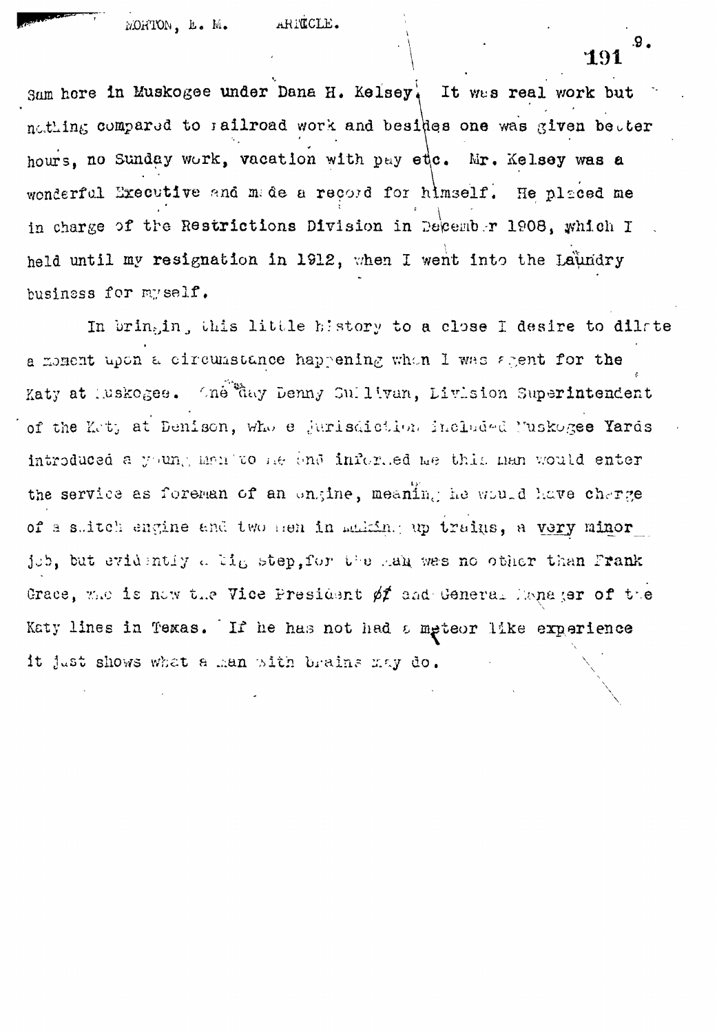Sam here in Muskogee under Dana H. Kelsey. It was real work but nothing compared to railroad work and besides one was given better hours, no Sunday work, vacation with pay etc. Mr. Kelsey was a wonderful Executive and made a record for himself. He placed me in charge of the Restrictions Division in December 1908, which I held until my resignation in 1912, when I went into the Laundry business for myself.

In bringing this little history to a close I desire to dilate a moment upon a circumstance happening when I was agent for the Katy at Muskogee. One day Denny Sullivan, Division Superintendent of the Katy at Denison, whose jurisdiction included Muskogee Yards introduced a young man to me and informed me this man would enter the service as foreman of an engine, meaning he would have charge of a switch engine and two men in making up trains, a very minor job, but evidently a big step, for the man was no other than Frank Grace, who is now the Vice President ~~of~~ and General Manager of the Katy lines in Texas. If he has not had a meteor like experience it just shows what a man with brains may do.